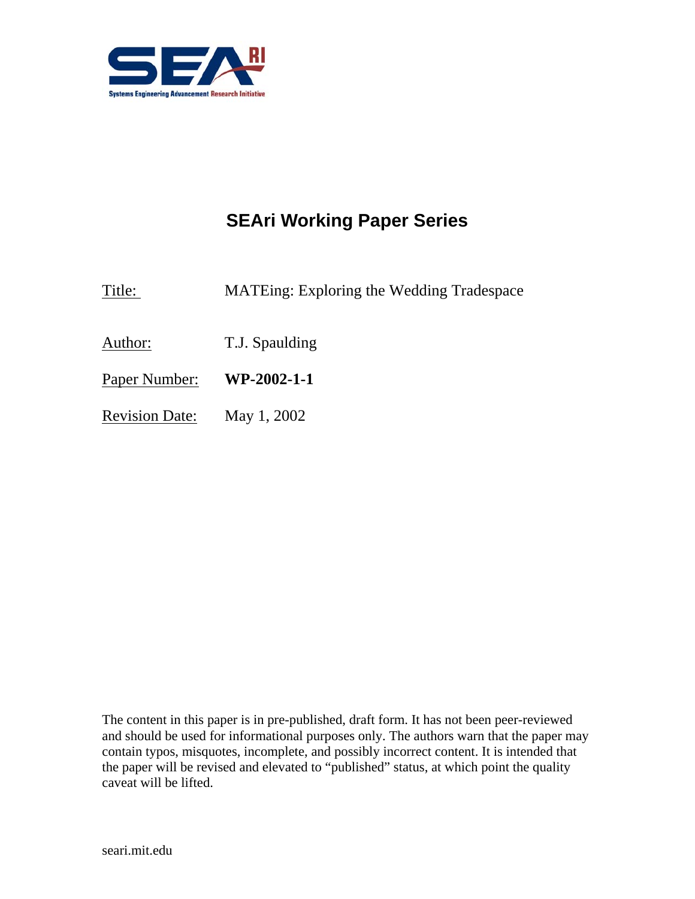SEAri

Systems Engineering Advancement Research Initiative

# SEAri Working Paper Series

Title: MATEing: Exploring the Wedding Tradespace

Author: T.J. Spaulding

Paper Number: **WP-2002-1-1**

Revision Date: May 1, 2002

The content in this paper is in pre-published, draft form. It has not been peer-reviewed and should be used for informational purposes only. The authors warn that the paper may contain typos, misquotes, incomplete, and possibly incorrect content. It is intended that the paper will be revised and elevated to "published" status, at which point the quality caveat will be lifted.

seari.mit.edu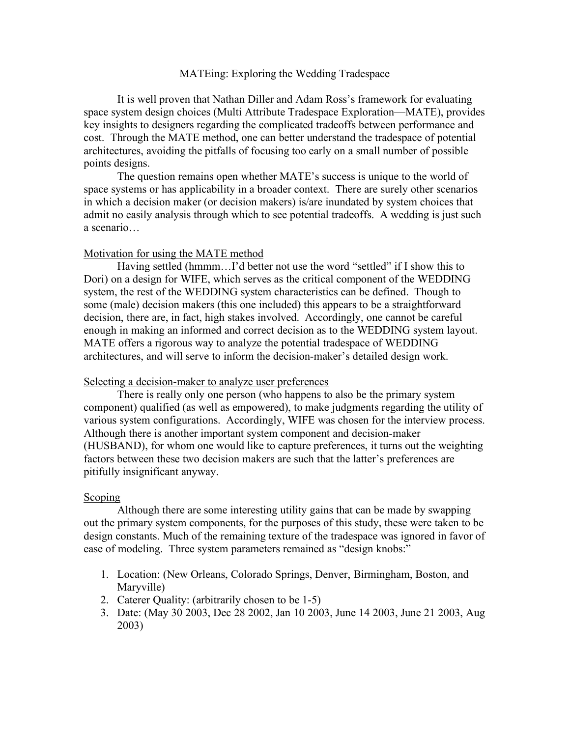# MATEing: Exploring the Wedding Tradespace

It is well proven that Nathan Diller and Adam Ross's framework for evaluating space system design choices (Multi Attribute Tradespace Exploration—MATE), provides key insights to designers regarding the complicated tradeoffs between performance and cost. Through the MATE method, one can better understand the tradespace of potential architectures, avoiding the pitfalls of focusing too early on a small number of possible points designs.

The question remains open whether MATE's success is unique to the world of space systems or has applicability in a broader context. There are surely other scenarios in which a decision maker (or decision makers) is/are inundated by system choices that admit no easily analysis through which to see potential tradeoffs. A wedding is just such a scenario…

## Motivation for using the MATE method

Having settled (hmmm…I'd better not use the word "settled" if I show this to Dori) on a design for WIFE, which serves as the critical component of the WEDDING system, the rest of the WEDDING system characteristics can be defined. Though to some (male) decision makers (this one included) this appears to be a straightforward decision, there are, in fact, high stakes involved. Accordingly, one cannot be careful enough in making an informed and correct decision as to the WEDDING system layout. MATE offers a rigorous way to analyze the potential tradespace of WEDDING architectures, and will serve to inform the decision-maker's detailed design work.

## Selecting a decision-maker to analyze user preferences

There is really only one person (who happens to also be the primary system component) qualified (as well as empowered), to make judgments regarding the utility of various system configurations. Accordingly, WIFE was chosen for the interview process. Although there is another important system component and decision-maker (HUSBAND), for whom one would like to capture preferences, it turns out the weighting factors between these two decision makers are such that the latter's preferences are pitifully insignificant anyway.

## Scoping

Although there are some interesting utility gains that can be made by swapping out the primary system components, for the purposes of this study, these were taken to be design constants. Much of the remaining texture of the tradespace was ignored in favor of ease of modeling. Three system parameters remained as "design knobs:"

1. Location: (New Orleans, Colorado Springs, Denver, Birmingham, Boston, and Maryville)
2. Caterer Quality: (arbitrarily chosen to be 1-5)
3. Date: (May 30 2003, Dec 28 2002, Jan 10 2003, June 14 2003, June 21 2003, Aug 2003)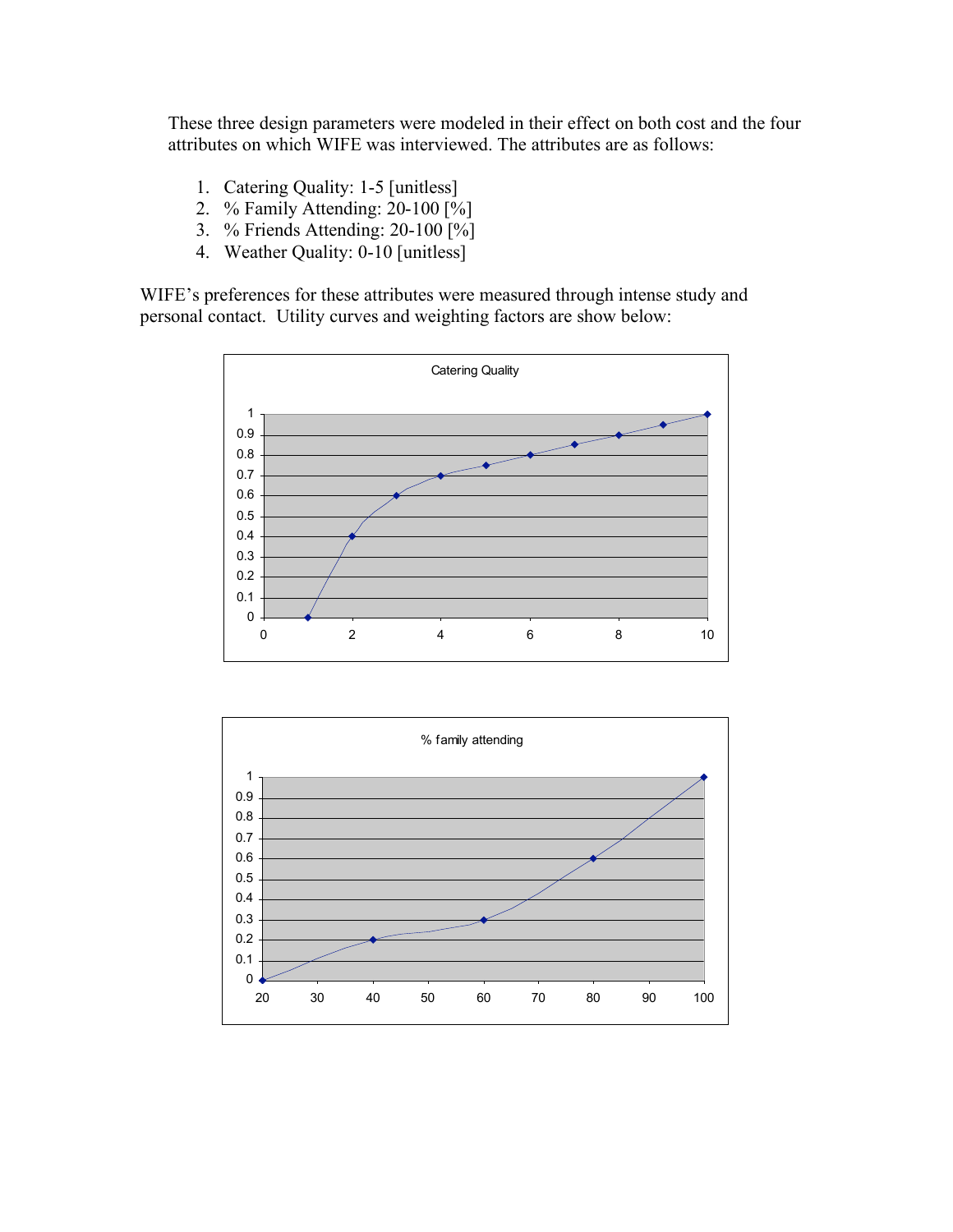These three design parameters were modeled in their effect on both cost and the four attributes on which WIFE was interviewed. The attributes are as follows:

1. Catering Quality: 1-5 [unitless]
2. % Family Attending: 20-100 [%]
3. % Friends Attending: 20-100 [%]
4. Weather Quality: 0-10 [unitless]

WIFE's preferences for these attributes were measured through intense study and personal contact. Utility curves and weighting factors are show below: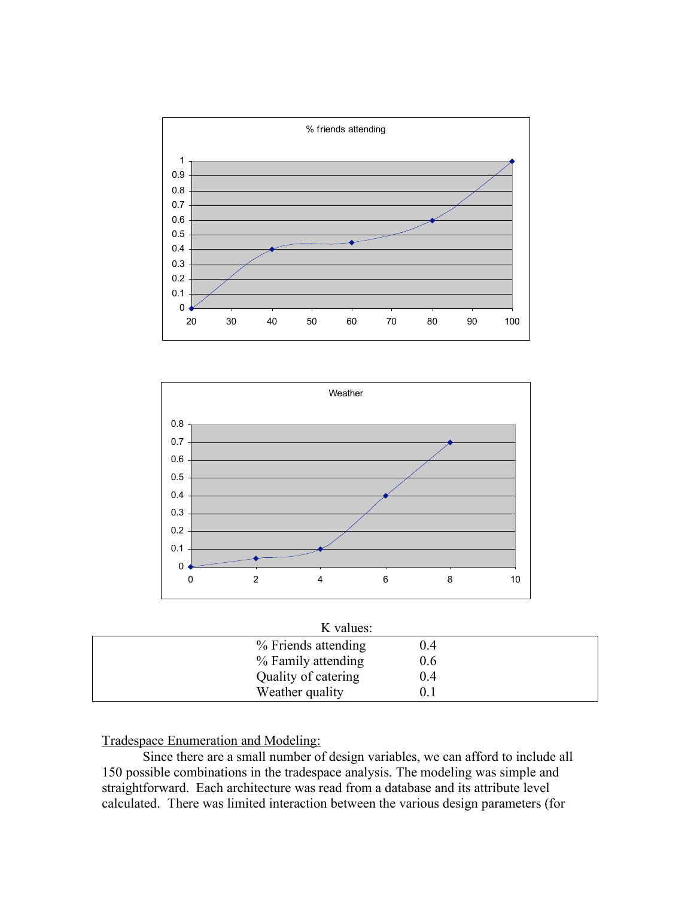K values:

| | |
|---|---|
| % Friends attending | 0.4 |
| % Family attending | 0.6 |
| Quality of catering | 0.4 |
| Weather quality | 0.1 |

Tradespace Enumeration and Modeling:

Since there are a small number of design variables, we can afford to include all 150 possible combinations in the tradespace analysis. The modeling was simple and straightforward. Each architecture was read from a database and its attribute level calculated. There was limited interaction between the various design parameters (for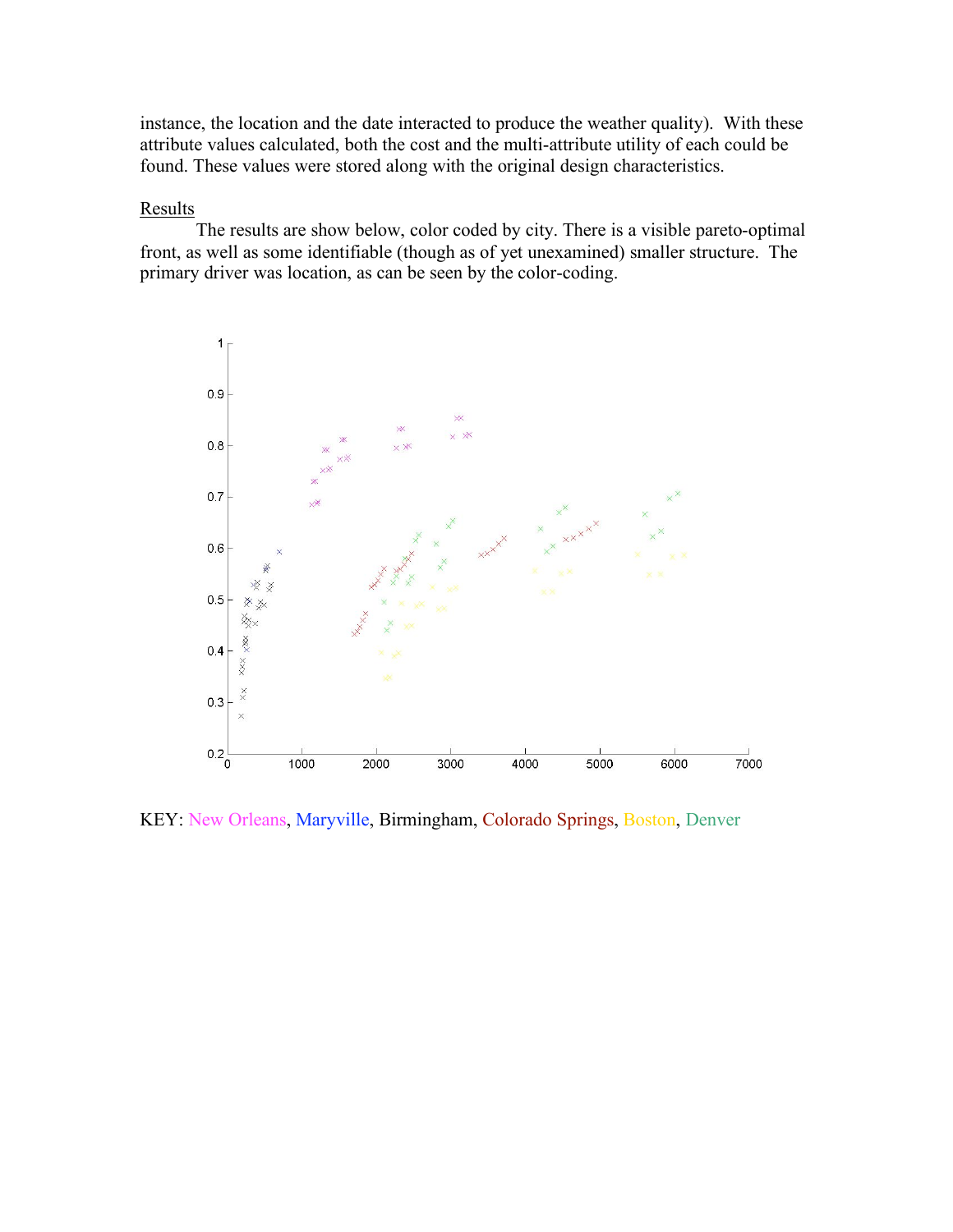instance, the location and the date interacted to produce the weather quality). With these attribute values calculated, both the cost and the multi-attribute utility of each could be found. These values were stored along with the original design characteristics.

Results

The results are show below, color coded by city. There is a visible pareto-optimal front, as well as some identifiable (though as of yet unexamined) smaller structure. The primary driver was location, as can be seen by the color-coding.

KEY: New Orleans, Maryville, Birmingham, Colorado Springs, Boston, Denver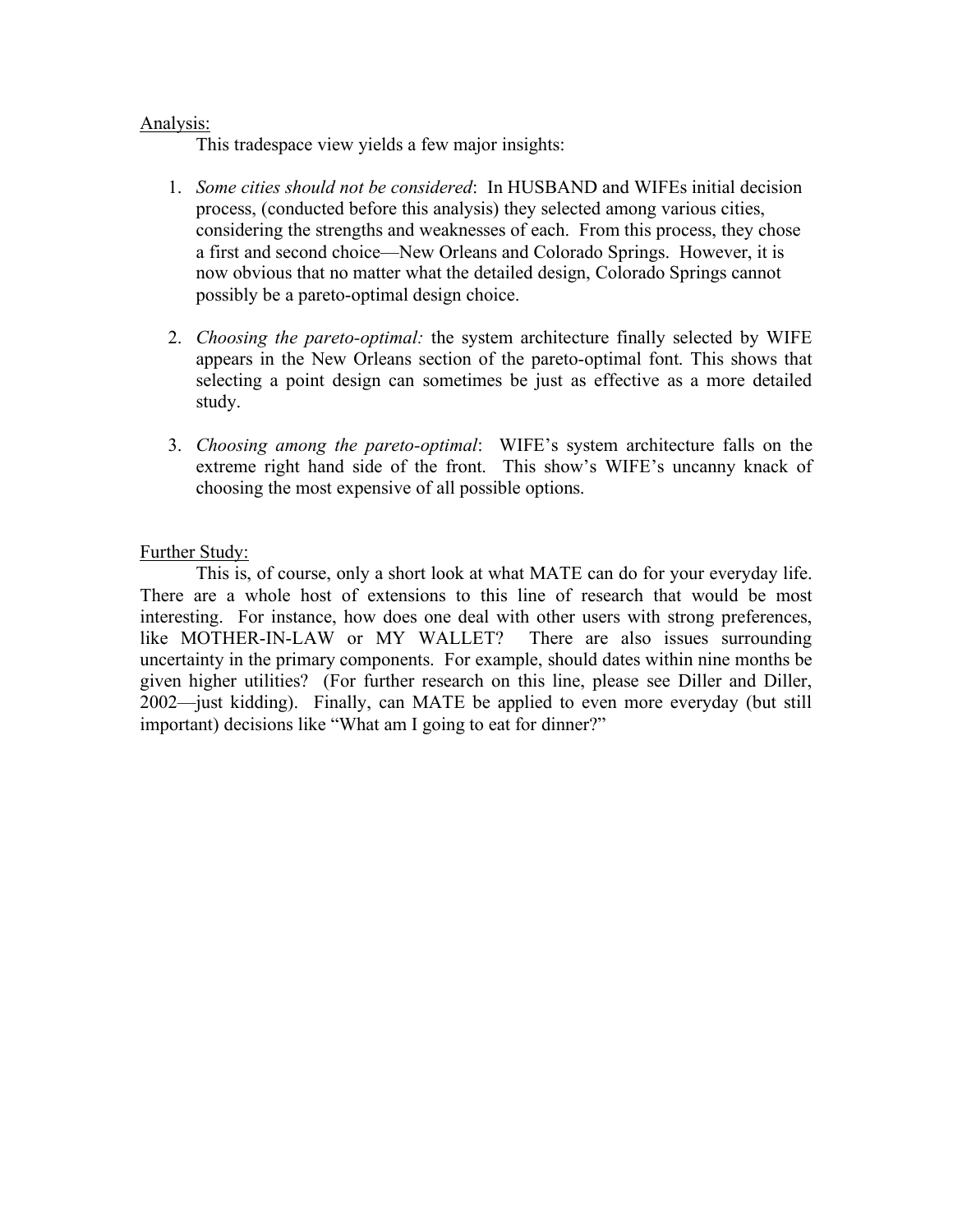Analysis:

This tradespace view yields a few major insights:

1. *Some cities should not be considered*: In HUSBAND and WIFEs initial decision process, (conducted before this analysis) they selected among various cities, considering the strengths and weaknesses of each. From this process, they chose a first and second choice—New Orleans and Colorado Springs. However, it is now obvious that no matter what the detailed design, Colorado Springs cannot possibly be a pareto-optimal design choice.

2. *Choosing the pareto-optimal:* the system architecture finally selected by WIFE appears in the New Orleans section of the pareto-optimal font. This shows that selecting a point design can sometimes be just as effective as a more detailed study.

3. *Choosing among the pareto-optimal*: WIFE's system architecture falls on the extreme right hand side of the front. This show's WIFE's uncanny knack of choosing the most expensive of all possible options.

Further Study:

This is, of course, only a short look at what MATE can do for your everyday life. There are a whole host of extensions to this line of research that would be most interesting. For instance, how does one deal with other users with strong preferences, like MOTHER-IN-LAW or MY WALLET? There are also issues surrounding uncertainty in the primary components. For example, should dates within nine months be given higher utilities? (For further research on this line, please see Diller and Diller, 2002—just kidding). Finally, can MATE be applied to even more everyday (but still important) decisions like "What am I going to eat for dinner?"